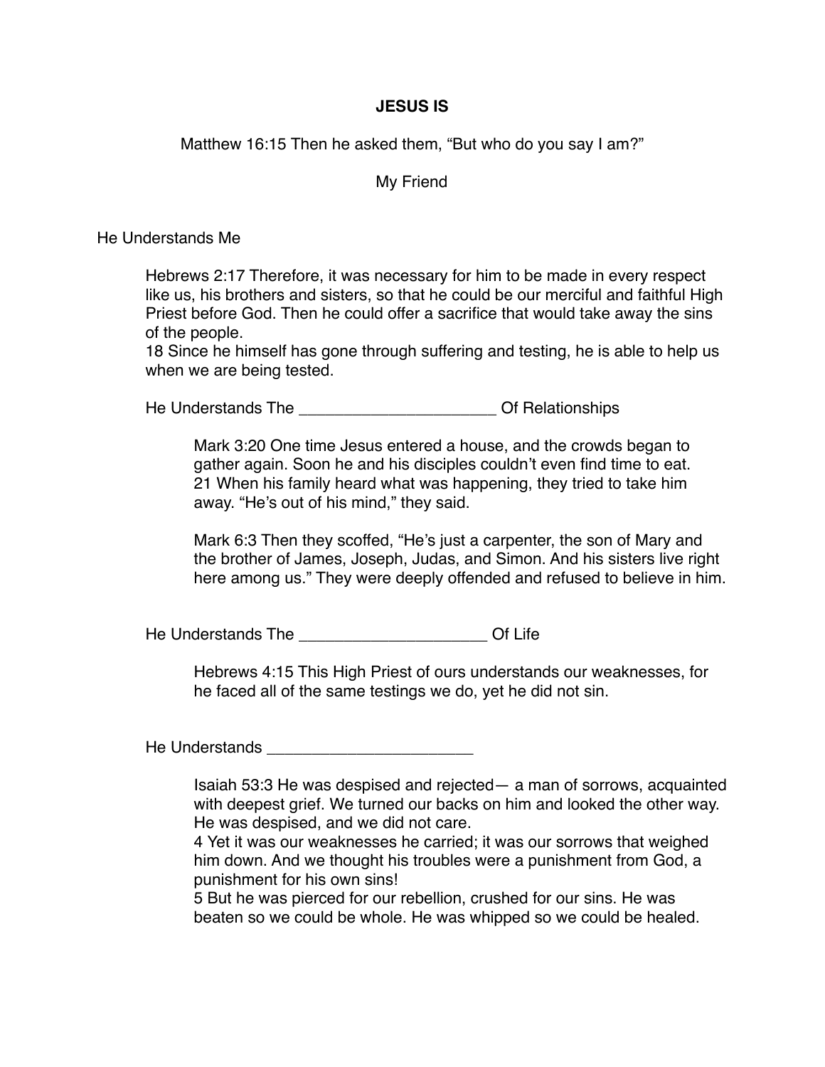# JESUS IS

Matthew 16:15 Then he asked them, “But who do you say I am?”

My Friend

## He Understands Me

Hebrews 2:17 Therefore, it was necessary for him to be made in every respect like us, his brothers and sisters, so that he could be our merciful and faithful High Priest before God. Then he could offer a sacrifice that would take away the sins of the people.
18 Since he himself has gone through suffering and testing, he is able to help us when we are being tested.

### He Understands The _____________________ Of Relationships

Mark 3:20 One time Jesus entered a house, and the crowds began to gather again. Soon he and his disciples couldn’t even find time to eat.
21 When his family heard what was happening, they tried to take him away. “He’s out of his mind,” they said.

Mark 6:3 Then they scoffed, “He’s just a carpenter, the son of Mary and the brother of James, Joseph, Judas, and Simon. And his sisters live right here among us.” They were deeply offended and refused to believe in him.

### He Understands The ____________________ Of Life

Hebrews 4:15 This High Priest of ours understands our weaknesses, for he faced all of the same testings we do, yet he did not sin.

### He Understands ______________________

Isaiah 53:3 He was despised and rejected— a man of sorrows, acquainted with deepest grief. We turned our backs on him and looked the other way. He was despised, and we did not care.
4 Yet it was our weaknesses he carried; it was our sorrows that weighed him down. And we thought his troubles were a punishment from God, a punishment for his own sins!
5 But he was pierced for our rebellion, crushed for our sins. He was beaten so we could be whole. He was whipped so we could be healed.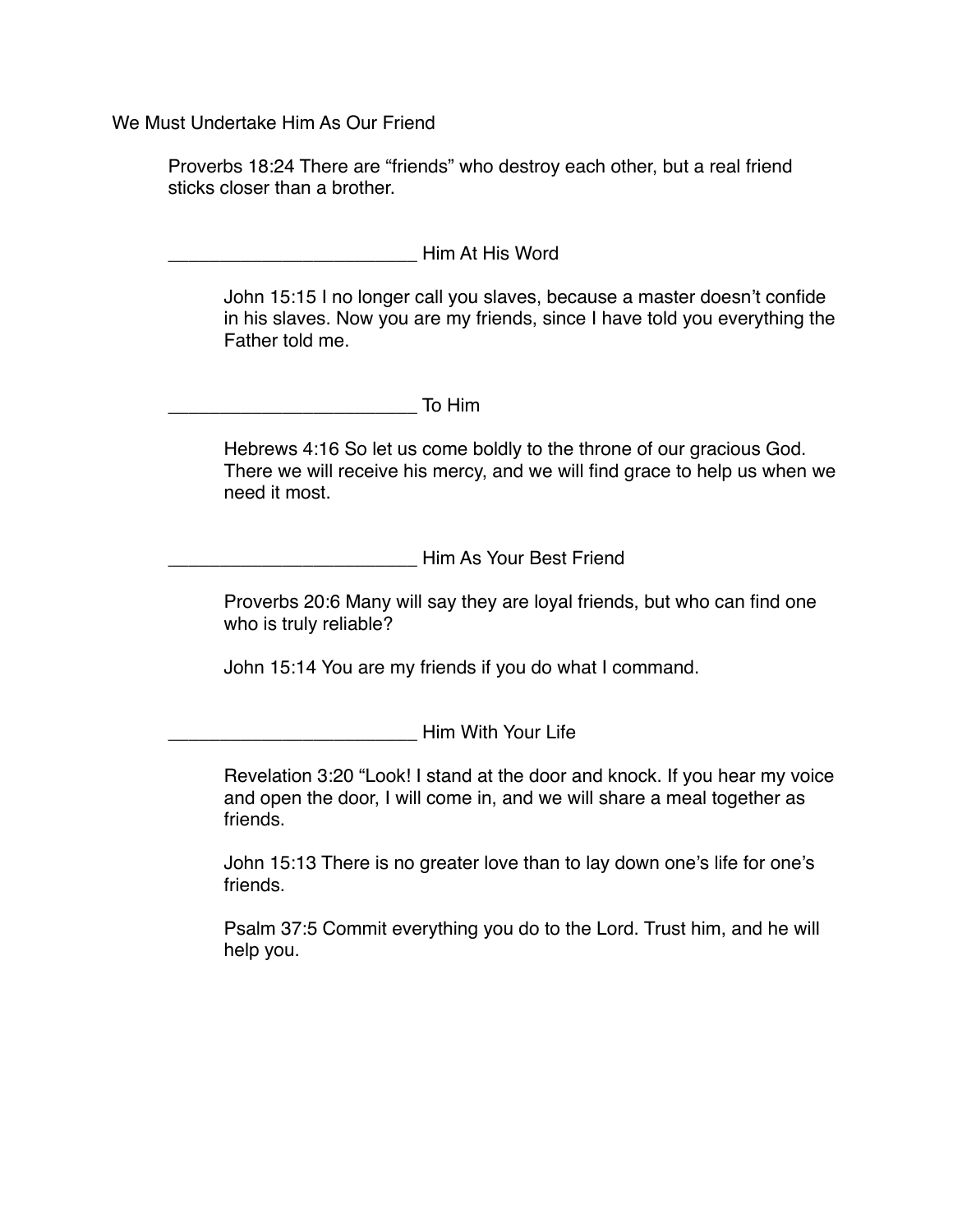## We Must Undertake Him As Our Friend

Proverbs 18:24 There are “friends” who destroy each other, but a real friend sticks closer than a brother.

### ________________________ Him At His Word

John 15:15 I no longer call you slaves, because a master doesn’t confide in his slaves. Now you are my friends, since I have told you everything the Father told me.

### ________________________ To Him

Hebrews 4:16 So let us come boldly to the throne of our gracious God. There we will receive his mercy, and we will find grace to help us when we need it most.

### ________________________ Him As Your Best Friend

Proverbs 20:6 Many will say they are loyal friends, but who can find one who is truly reliable?

John 15:14 You are my friends if you do what I command.

### ________________________ Him With Your Life

Revelation 3:20 “Look! I stand at the door and knock. If you hear my voice and open the door, I will come in, and we will share a meal together as friends.

John 15:13 There is no greater love than to lay down one’s life for one’s friends.

Psalm 37:5 Commit everything you do to the Lord. Trust him, and he will help you.